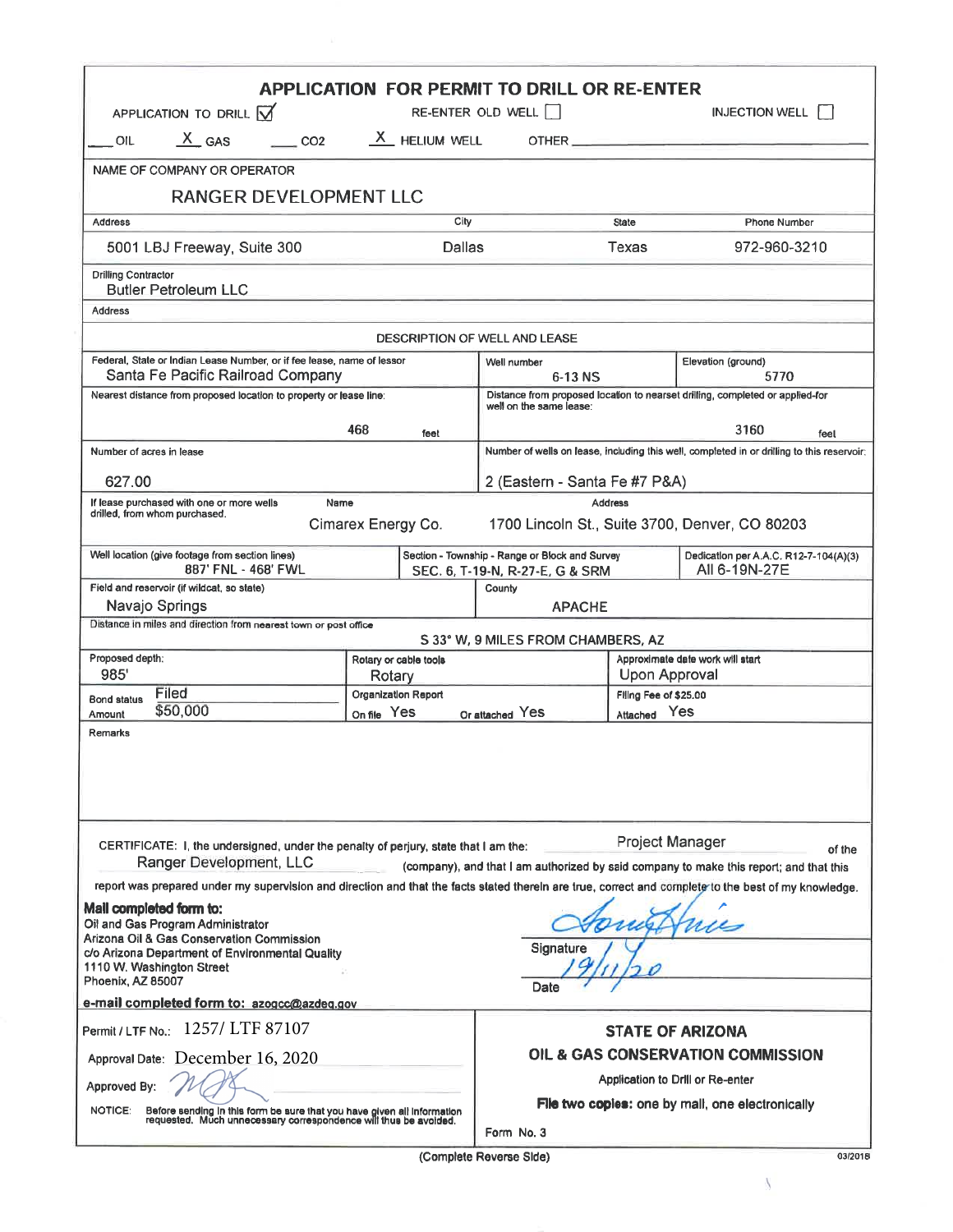# APPLICATION FOR PERMIT TO DRILL OR RE-ENTER

APPLICATION TO DRILL ☑ RE-ENTER OLD WELL ☐ INJECTION WELL ☐

___ OIL  X GAS  ___ $CO_2$  X HELIUM WELL  OTHER ___

| | | | |
|---|---|---|---|
| NAME OF COMPANY OR OPERATOR: RANGER DEVELOPMENT LLC | | | |
| Address: 5001 LBJ Freeway, Suite 300 | City: Dallas | State: Texas | Phone Number: 972-960-3210 |
| Drilling Contractor: Butler Petroleum LLC | | | |
| Address: | | | |

**DESCRIPTION OF WELL AND LEASE**

| | | |
|---|---|---|
| Federal, State or Indian Lease Number, or if fee lease, name of lessor: Santa Fe Pacific Railroad Company | Well number: 6-13 NS | Elevation (ground): 5770 |
| Nearest distance from proposed location to property or lease line: 468 feet | Distance from proposed location to nearest drilling, completed or applied-for well on the same lease: 3160 feet | |
| Number of acres in lease: 627.00 | Number of wells on lease, including this well, completed in or drilling to this reservoir: 2 (Eastern - Santa Fe #7 P&A) | |
| If lease purchased with one or more wells drilled, from whom purchased. Name: Cimarex Energy Co. | Address: 1700 Lincoln St., Suite 3700, Denver, CO 80203 | |
| Well location (give footage from section lines): 887' FNL - 468' FWL | Section - Township - Range or Block and Survey: SEC. 6, T-19-N, R-27-E, G & SRM | Dedication per A.A.C. R12-7-104(A)(3): All 6-19N-27E |
| Field and reservoir (if wildcat, so state): Navajo Springs | County: APACHE | |
| Distance in miles and direction from nearest town or post office: S 33° W, 9 MILES FROM CHAMBERS, AZ | | |
| Proposed depth: 985' | Rotary or cable tools: Rotary | Approximate date work will start: Upon Approval |
| Bond status: Filed; Amount: $50,000 | Organization Report: On file Yes; Or attached Yes | Filing Fee of $25.00 Attached: Yes |

Remarks:

CERTIFICATE: I, the undersigned, under the penalty of perjury, state that I am the: Project Manager of the Ranger Development, LLC (company), and that I am authorized by said company to make this report; and that this report was prepared under my supervision and direction and that the facts stated therein are true, correct and complete to the best of my knowledge.

**Mail completed form to:**
Oil and Gas Program Administrator
Arizona Oil & Gas Conservation Commission
c/o Arizona Department of Environmental Quality
1110 W. Washington Street
Phoenix, AZ 85007

**e-mail completed form to:** azogcc@azdeq.gov

Signature: [signature]

Date: 12/11/20

Permit / LTF No.: 1257/ LTF 87107

Approval Date: December 16, 2020

Approved By: [signature]

NOTICE: Before sending in this form be sure that you have given all information requested. Much unnecessary correspondence will thus be avoided.

**STATE OF ARIZONA**
**OIL & GAS CONSERVATION COMMISSION**
Application to Drill or Re-enter
**File two copies:** one by mail, one electronically
Form No. 3

(Complete Reverse Side)

03/2018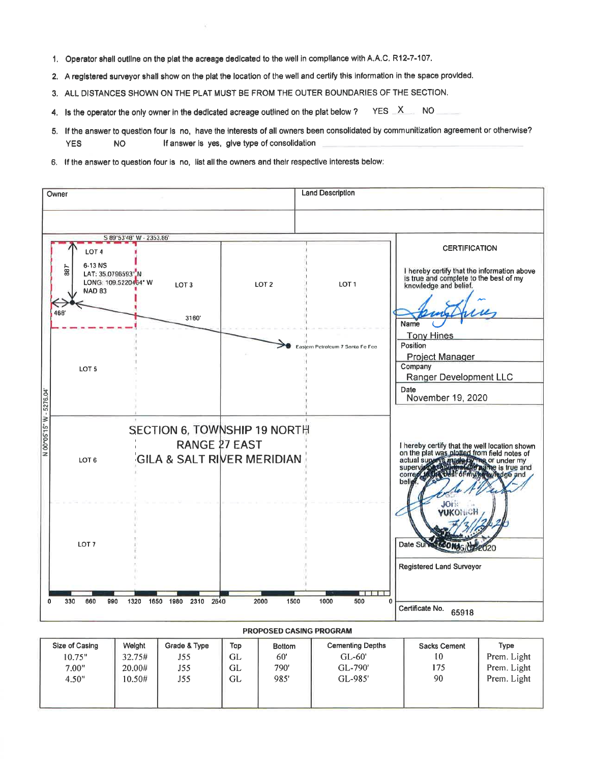1. Operator shall outline on the plat the acreage dedicated to the well in compliance with A.A.C. R12-7-107.
2. A registered surveyor shall show on the plat the location of the well and certify this information in the space provided.
3. ALL DISTANCES SHOWN ON THE PLAT MUST BE FROM THE OUTER BOUNDARIES OF THE SECTION.
4. Is the operator the only owner in the dedicated acreage outlined on the plat below? YES X NO ____
5. If the answer to question four is no, have the interests of all owners been consolidated by communitization agreement or otherwise? YES NO If answer is yes, give type of consolidation ____
6. If the answer to question four is no, list all the owners and their respective interests below:

| Owner | Land Description |
|---|---|
| | |

S 89°53'48" W - 2353.86'

LOT 4

6-13 NS
LAT: 35.0796593° N
LONG: 109.5220464° W
NAD 83

887'

468'

3160'

LOT 3 LOT 2 LOT 1

Eastern Petroleum 7 Santa Fe Fee

LOT 5

LOT 6

LOT 7

N 00°05'15" W - 5276.04'

SECTION 6, TOWNSHIP 19 NORTH
RANGE 27 EAST
GILA & SALT RIVER MERIDIAN

0 330 660 990 1320 1650 1980 2310 2640 2000 1500 1000 500 0

**CERTIFICATION**

I hereby certify that the information above is true and complete to the best of my knowledge and belief.

Name: Tony Hines

Position: Project Manager

Company: Ranger Development LLC

Date: November 19, 2020

I hereby certify that the well location shown on the plat was plotted from field notes of actual surveys made by me or under my supervision and that the same is true and correct to the best of my knowledge and belief.

JOHN YUKONICH

Date Surveyed: 05/05/2020

Registered Land Surveyor

Certificate No. 65918

**PROPOSED CASING PROGRAM**

| Size of Casing | Weight | Grade & Type | Top | Bottom | Cementing Depths | Sacks Cement | Type |
|---|---|---|---|---|---|---|---|
| 10.75" | 32.75# | J55 | GL | 60' | GL-60' | 10 | Prem. Light |
| 7.00" | 20.00# | J55 | GL | 790' | GL-790' | 175 | Prem. Light |
| 4.50" | 10.50# | J55 | GL | 985' | GL-985' | 90 | Prem. Light |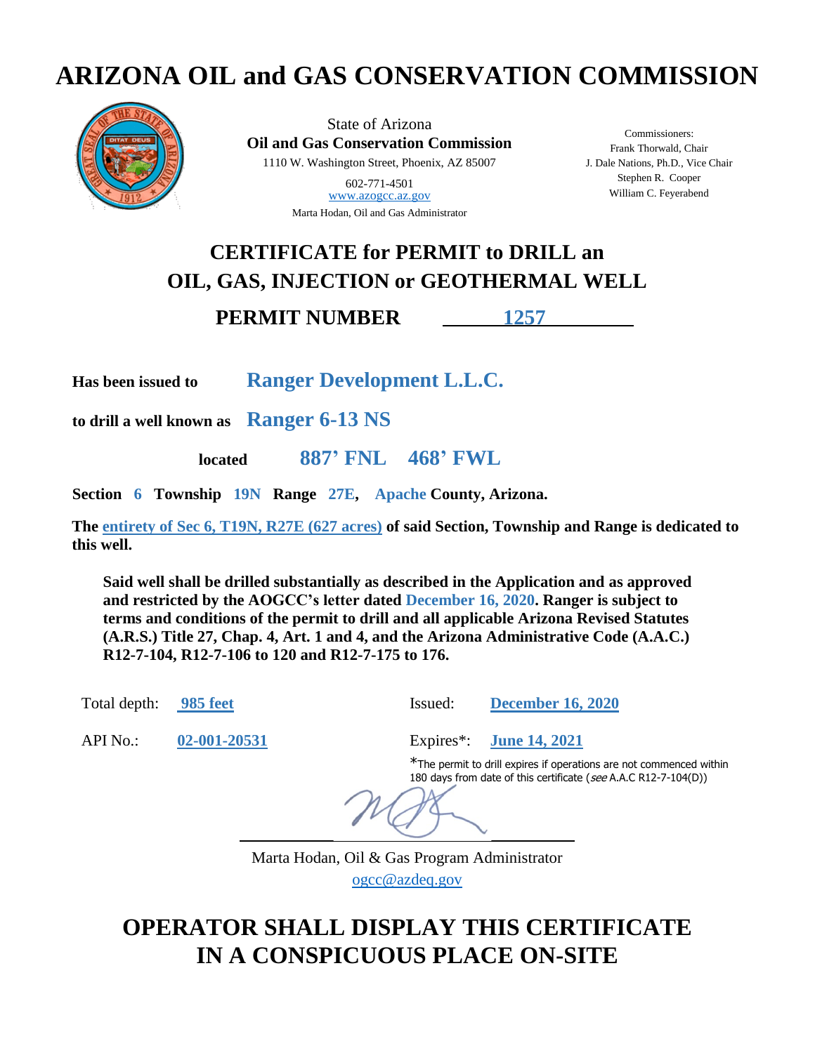// Rules: Reproduce the page as an exact Markdown transcription — no hallucinated content, no commentary inside the tags.
# ARIZONA OIL and GAS CONSERVATION COMMISSION

State of Arizona
**Oil and Gas Conservation Commission**
1110 W. Washington Street, Phoenix, AZ 85007
602-771-4501
www.azogcc.az.gov
Marta Hodan, Oil and Gas Administrator

Commissioners:
Frank Thorwald, Chair
J. Dale Nations, Ph.D., Vice Chair
Stephen R. Cooper
William C. Feyerabend

## CERTIFICATE for PERMIT to DRILL an OIL, GAS, INJECTION or GEOTHERMAL WELL

**PERMIT NUMBER** 1257

**Has been issued to** **Ranger Development L.L.C.**

**to drill a well known as** **Ranger 6-13 NS**

**located** **887' FNL 468' FWL**

**Section 6 Township 19N Range 27E, Apache County, Arizona.**

**The entirety of Sec 6, T19N, R27E (627 acres) of said Section, Township and Range is dedicated to this well.**

**Said well shall be drilled substantially as described in the Application and as approved and restricted by the AOGCC's letter dated December 16, 2020. Ranger is subject to terms and conditions of the permit to drill and all applicable Arizona Revised Statutes (A.R.S.) Title 27, Chap. 4, Art. 1 and 4, and the Arizona Administrative Code (A.A.C.) R12-7-104, R12-7-106 to 120 and R12-7-175 to 176.**

Total depth: **985 feet**

API No.: **02-001-20531**

Issued: **December 16, 2020**

Expires*: **June 14, 2021**

*The permit to drill expires if operations are not commenced within 180 days from date of this certificate (*see* A.A.C R12-7-104(D))

Marta Hodan, Oil & Gas Program Administrator
ogcc@azdeq.gov

## OPERATOR SHALL DISPLAY THIS CERTIFICATE IN A CONSPICUOUS PLACE ON-SITE